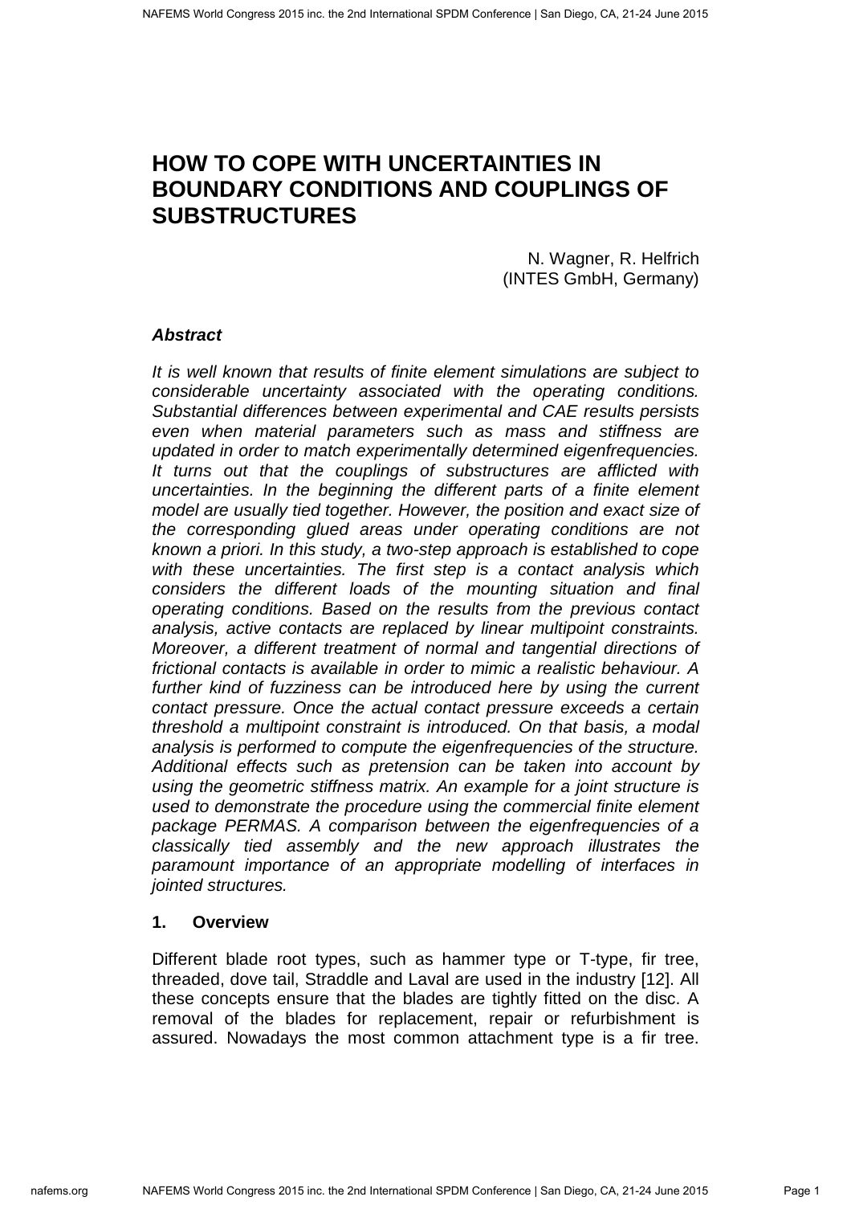# HOW TO COPE WITH UNCERTAINTIES IN BOUNDARY CONDITIONS AND COUPLINGS OF SUBSTRUCTURES

N. Wagner, R. Helfrich
(INTES GmbH, Germany)

### *Abstract*

*It is well known that results of finite element simulations are subject to considerable uncertainty associated with the operating conditions. Substantial differences between experimental and CAE results persists even when material parameters such as mass and stiffness are updated in order to match experimentally determined eigenfrequencies. It turns out that the couplings of substructures are afflicted with uncertainties. In the beginning the different parts of a finite element model are usually tied together. However, the position and exact size of the corresponding glued areas under operating conditions are not known a priori. In this study, a two-step approach is established to cope with these uncertainties. The first step is a contact analysis which considers the different loads of the mounting situation and final operating conditions. Based on the results from the previous contact analysis, active contacts are replaced by linear multipoint constraints. Moreover, a different treatment of normal and tangential directions of frictional contacts is available in order to mimic a realistic behaviour. A further kind of fuzziness can be introduced here by using the current contact pressure. Once the actual contact pressure exceeds a certain threshold a multipoint constraint is introduced. On that basis, a modal analysis is performed to compute the eigenfrequencies of the structure. Additional effects such as pretension can be taken into account by using the geometric stiffness matrix. An example for a joint structure is used to demonstrate the procedure using the commercial finite element package PERMAS. A comparison between the eigenfrequencies of a classically tied assembly and the new approach illustrates the paramount importance of an appropriate modelling of interfaces in jointed structures.*

### 1. Overview

Different blade root types, such as hammer type or T-type, fir tree, threaded, dove tail, Straddle and Laval are used in the industry [12]. All these concepts ensure that the blades are tightly fitted on the disc. A removal of the blades for replacement, repair or refurbishment is assured. Nowadays the most common attachment type is a fir tree.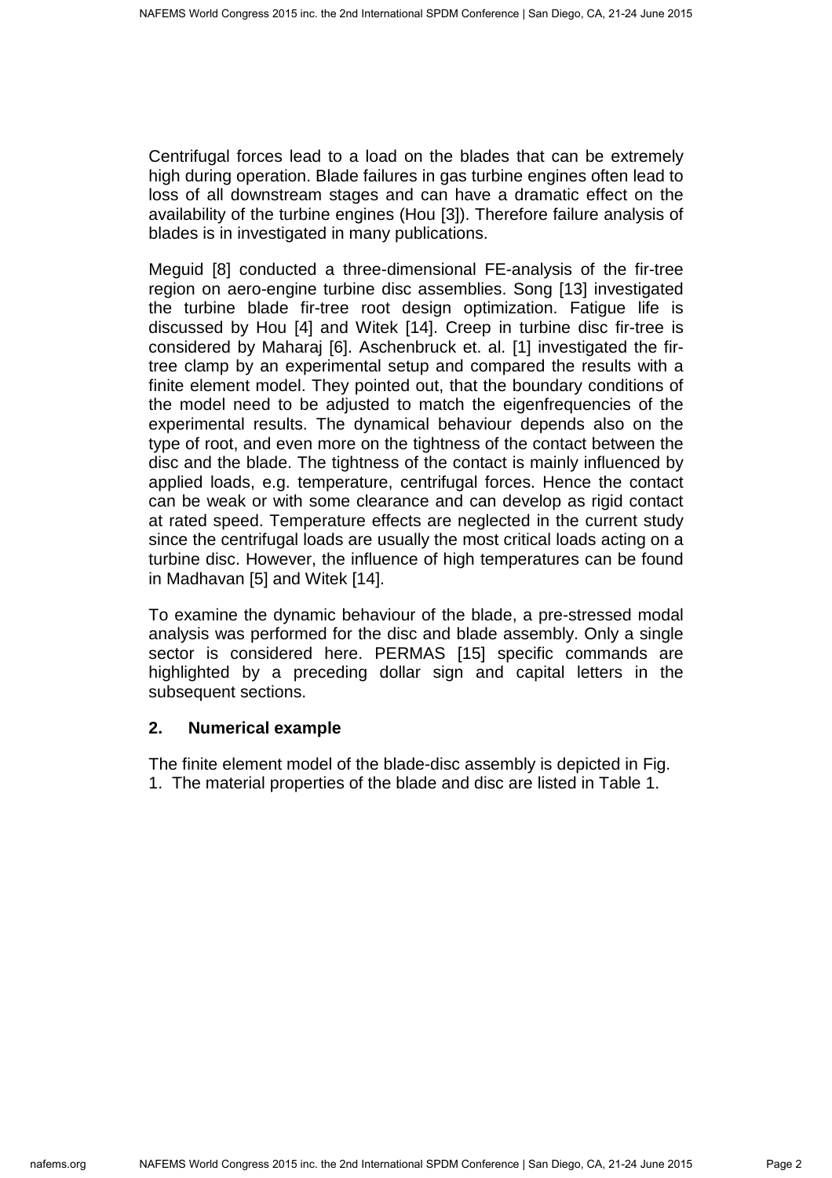Centrifugal forces lead to a load on the blades that can be extremely high during operation. Blade failures in gas turbine engines often lead to loss of all downstream stages and can have a dramatic effect on the availability of the turbine engines (Hou [3]). Therefore failure analysis of blades is in investigated in many publications.

Meguid [8] conducted a three-dimensional FE-analysis of the fir-tree region on aero-engine turbine disc assemblies. Song [13] investigated the turbine blade fir-tree root design optimization. Fatigue life is discussed by Hou [4] and Witek [14]. Creep in turbine disc fir-tree is considered by Maharaj [6]. Aschenbruck et. al. [1] investigated the fir-tree clamp by an experimental setup and compared the results with a finite element model. They pointed out, that the boundary conditions of the model need to be adjusted to match the eigenfrequencies of the experimental results. The dynamical behaviour depends also on the type of root, and even more on the tightness of the contact between the disc and the blade. The tightness of the contact is mainly influenced by applied loads, e.g. temperature, centrifugal forces. Hence the contact can be weak or with some clearance and can develop as rigid contact at rated speed. Temperature effects are neglected in the current study since the centrifugal loads are usually the most critical loads acting on a turbine disc. However, the influence of high temperatures can be found in Madhavan [5] and Witek [14].

To examine the dynamic behaviour of the blade, a pre-stressed modal analysis was performed for the disc and blade assembly. Only a single sector is considered here. PERMAS [15] specific commands are highlighted by a preceding dollar sign and capital letters in the subsequent sections.

## 2. Numerical example

The finite element model of the blade-disc assembly is depicted in Fig. 1. The material properties of the blade and disc are listed in Table 1.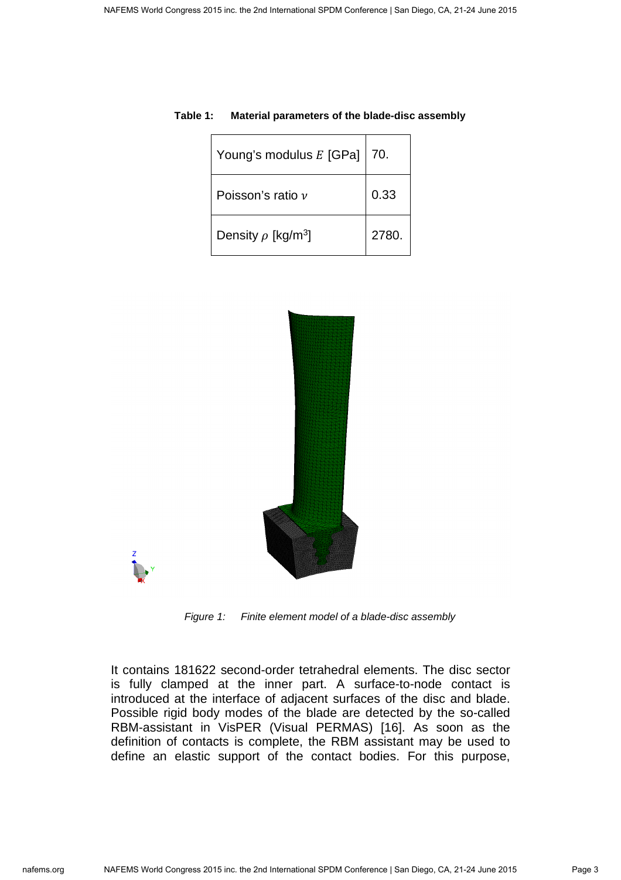**Table 1: Material parameters of the blade-disc assembly**

| Young's modulus $E$ [GPa] | 70. |
|---|---|
| Poisson's ratio $\nu$ | 0.33 |
| Density $\rho$ [kg/m$^3$] | 2780. |

*Figure 1: Finite element model of a blade-disc assembly*

It contains 181622 second-order tetrahedral elements. The disc sector is fully clamped at the inner part. A surface-to-node contact is introduced at the interface of adjacent surfaces of the disc and blade. Possible rigid body modes of the blade are detected by the so-called RBM-assistant in VisPER (Visual PERMAS) [16]. As soon as the definition of contacts is complete, the RBM assistant may be used to define an elastic support of the contact bodies. For this purpose,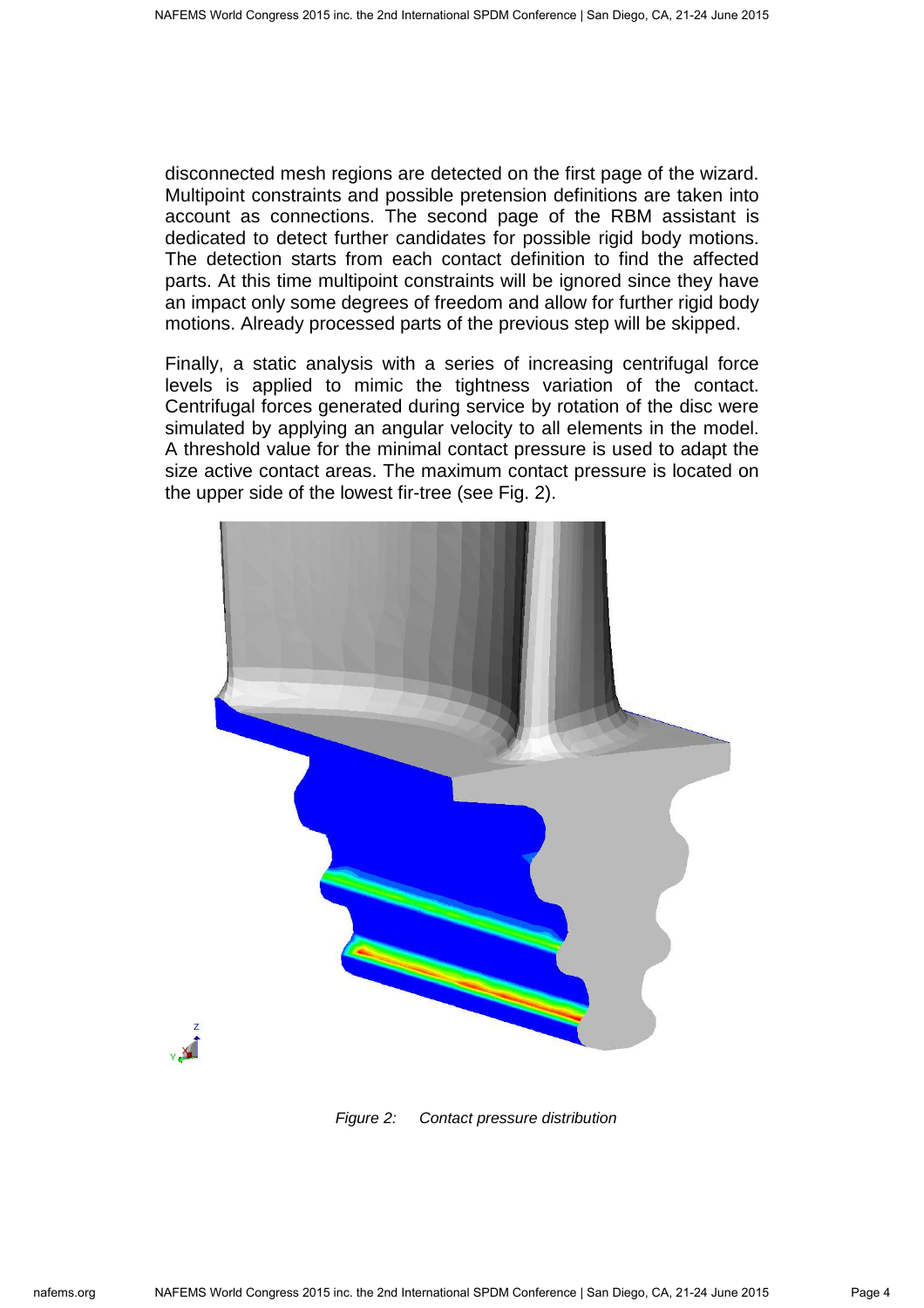disconnected mesh regions are detected on the first page of the wizard. Multipoint constraints and possible pretension definitions are taken into account as connections. The second page of the RBM assistant is dedicated to detect further candidates for possible rigid body motions. The detection starts from each contact definition to find the affected parts. At this time multipoint constraints will be ignored since they have an impact only some degrees of freedom and allow for further rigid body motions. Already processed parts of the previous step will be skipped.

Finally, a static analysis with a series of increasing centrifugal force levels is applied to mimic the tightness variation of the contact. Centrifugal forces generated during service by rotation of the disc were simulated by applying an angular velocity to all elements in the model. A threshold value for the minimal contact pressure is used to adapt the size active contact areas. The maximum contact pressure is located on the upper side of the lowest fir-tree (see Fig. 2).

*Figure 2: Contact pressure distribution*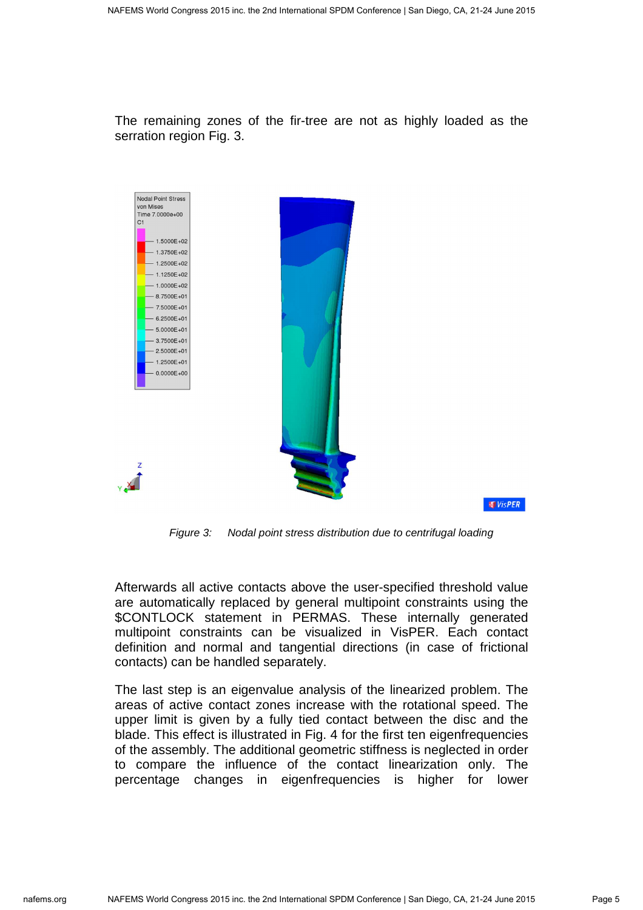The remaining zones of the fir-tree are not as highly loaded as the serration region Fig. 3.

*Figure 3: Nodal point stress distribution due to centrifugal loading*

Afterwards all active contacts above the user-specified threshold value are automatically replaced by general multipoint constraints using the $CONTLOCK statement in PERMAS. These internally generated multipoint constraints can be visualized in VisPER. Each contact definition and normal and tangential directions (in case of frictional contacts) can be handled separately.

The last step is an eigenvalue analysis of the linearized problem. The areas of active contact zones increase with the rotational speed. The upper limit is given by a fully tied contact between the disc and the blade. This effect is illustrated in Fig. 4 for the first ten eigenfrequencies of the assembly. The additional geometric stiffness is neglected in order to compare the influence of the contact linearization only. The percentage changes in eigenfrequencies is higher for lower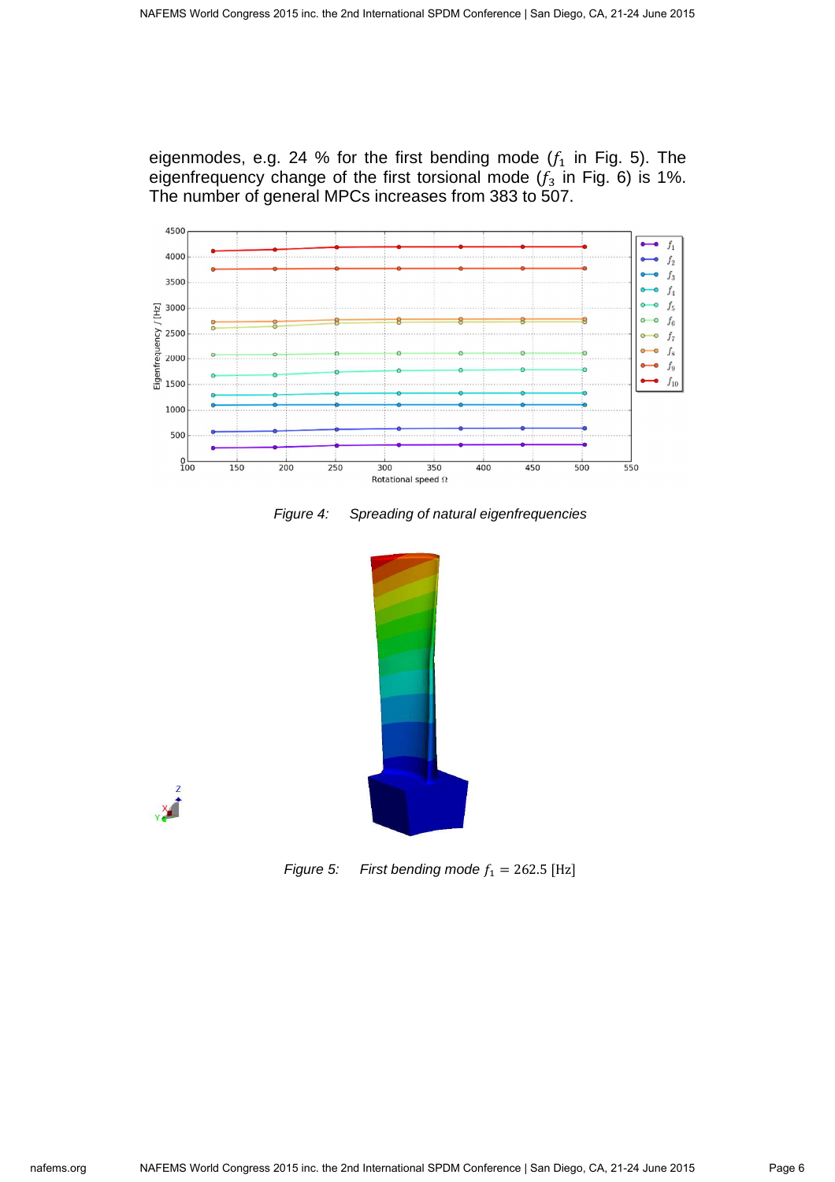eigenmodes, e.g. 24 % for the first bending mode ($f_1$ in Fig. 5). The eigenfrequency change of the first torsional mode ($f_3$ in Fig. 6) is 1%. The number of general MPCs increases from 383 to 507.

*Figure 4: Spreading of natural eigenfrequencies*

*Figure 5: First bending mode* $f_1 = 262.5$ [Hz]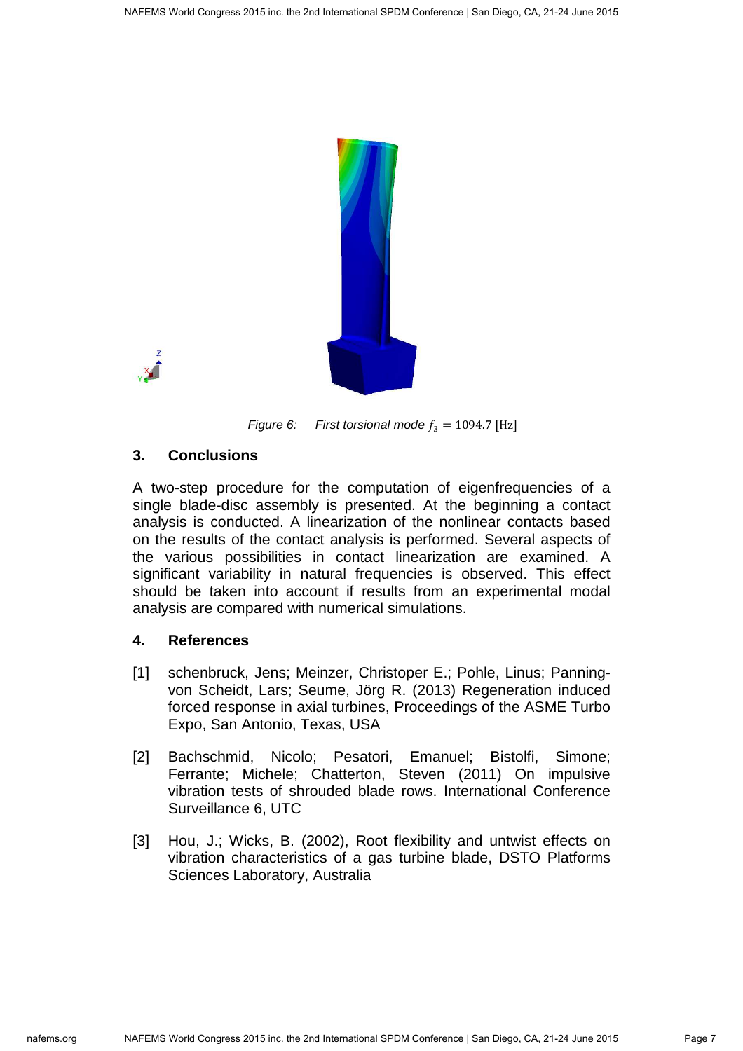*Figure 6: First torsional mode* $f_3 = 1094.7$ [Hz]

## 3. Conclusions

A two-step procedure for the computation of eigenfrequencies of a single blade-disc assembly is presented. At the beginning a contact analysis is conducted. A linearization of the nonlinear contacts based on the results of the contact analysis is performed. Several aspects of the various possibilities in contact linearization are examined. A significant variability in natural frequencies is observed. This effect should be taken into account if results from an experimental modal analysis are compared with numerical simulations.

## 4. References

[1] schenbruck, Jens; Meinzer, Christoper E.; Pohle, Linus; Panning-von Scheidt, Lars; Seume, Jörg R. (2013) Regeneration induced forced response in axial turbines, Proceedings of the ASME Turbo Expo, San Antonio, Texas, USA

[2] Bachschmid, Nicolo; Pesatori, Emanuel; Bistolfi, Simone; Ferrante; Michele; Chatterton, Steven (2011) On impulsive vibration tests of shrouded blade rows. International Conference Surveillance 6, UTC

[3] Hou, J.; Wicks, B. (2002), Root flexibility and untwist effects on vibration characteristics of a gas turbine blade, DSTO Platforms Sciences Laboratory, Australia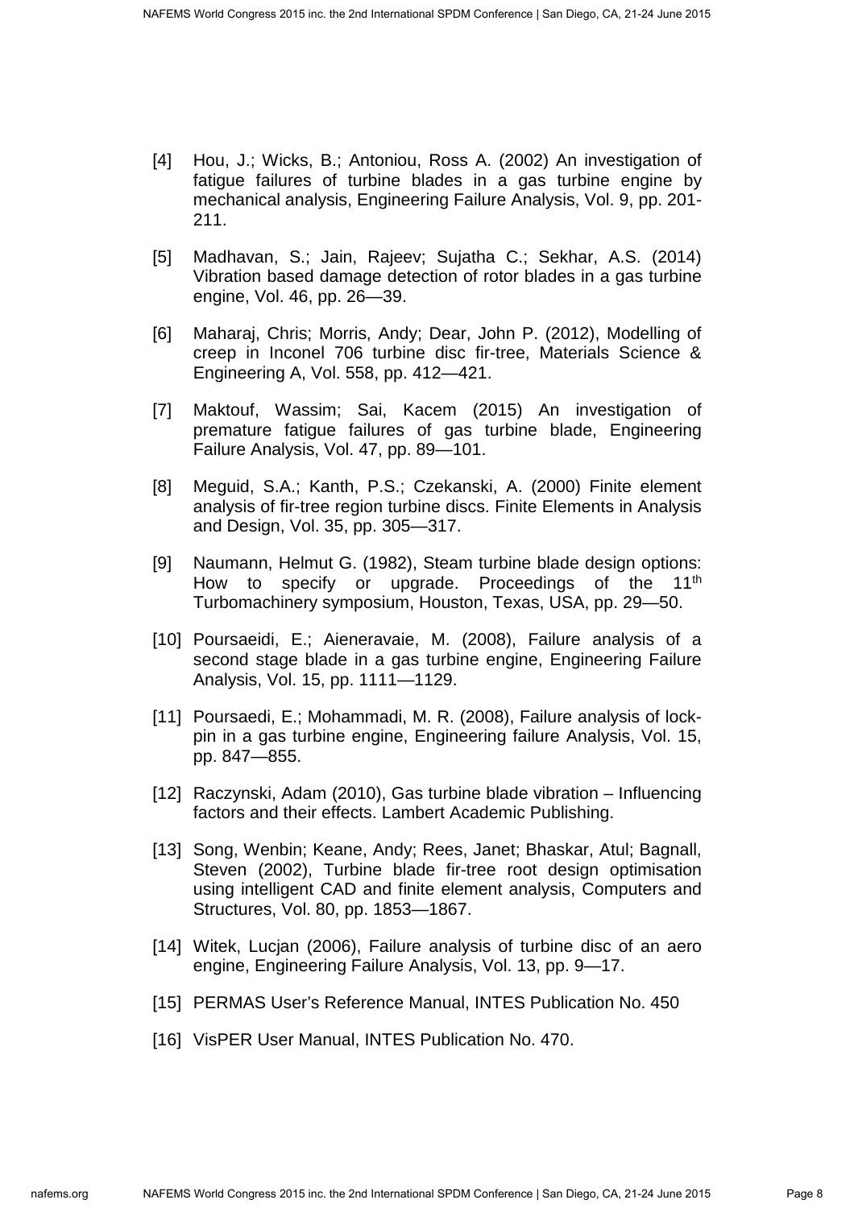[4] Hou, J.; Wicks, B.; Antoniou, Ross A. (2002) An investigation of fatigue failures of turbine blades in a gas turbine engine by mechanical analysis, Engineering Failure Analysis, Vol. 9, pp. 201-211.

[5] Madhavan, S.; Jain, Rajeev; Sujatha C.; Sekhar, A.S. (2014) Vibration based damage detection of rotor blades in a gas turbine engine, Vol. 46, pp. 26—39.

[6] Maharaj, Chris; Morris, Andy; Dear, John P. (2012), Modelling of creep in Inconel 706 turbine disc fir-tree, Materials Science & Engineering A, Vol. 558, pp. 412—421.

[7] Maktouf, Wassim; Sai, Kacem (2015) An investigation of premature fatigue failures of gas turbine blade, Engineering Failure Analysis, Vol. 47, pp. 89—101.

[8] Meguid, S.A.; Kanth, P.S.; Czekanski, A. (2000) Finite element analysis of fir-tree region turbine discs. Finite Elements in Analysis and Design, Vol. 35, pp. 305—317.

[9] Naumann, Helmut G. (1982), Steam turbine blade design options: How to specify or upgrade. Proceedings of the 11th Turbomachinery symposium, Houston, Texas, USA, pp. 29—50.

[10] Poursaeidi, E.; Aieneravaie, M. (2008), Failure analysis of a second stage blade in a gas turbine engine, Engineering Failure Analysis, Vol. 15, pp. 1111—1129.

[11] Poursaedi, E.; Mohammadi, M. R. (2008), Failure analysis of lock-pin in a gas turbine engine, Engineering failure Analysis, Vol. 15, pp. 847—855.

[12] Raczynski, Adam (2010), Gas turbine blade vibration – Influencing factors and their effects. Lambert Academic Publishing.

[13] Song, Wenbin; Keane, Andy; Rees, Janet; Bhaskar, Atul; Bagnall, Steven (2002), Turbine blade fir-tree root design optimisation using intelligent CAD and finite element analysis, Computers and Structures, Vol. 80, pp. 1853—1867.

[14] Witek, Lucjan (2006), Failure analysis of turbine disc of an aero engine, Engineering Failure Analysis, Vol. 13, pp. 9—17.

[15] PERMAS User's Reference Manual, INTES Publication No. 450

[16] VisPER User Manual, INTES Publication No. 470.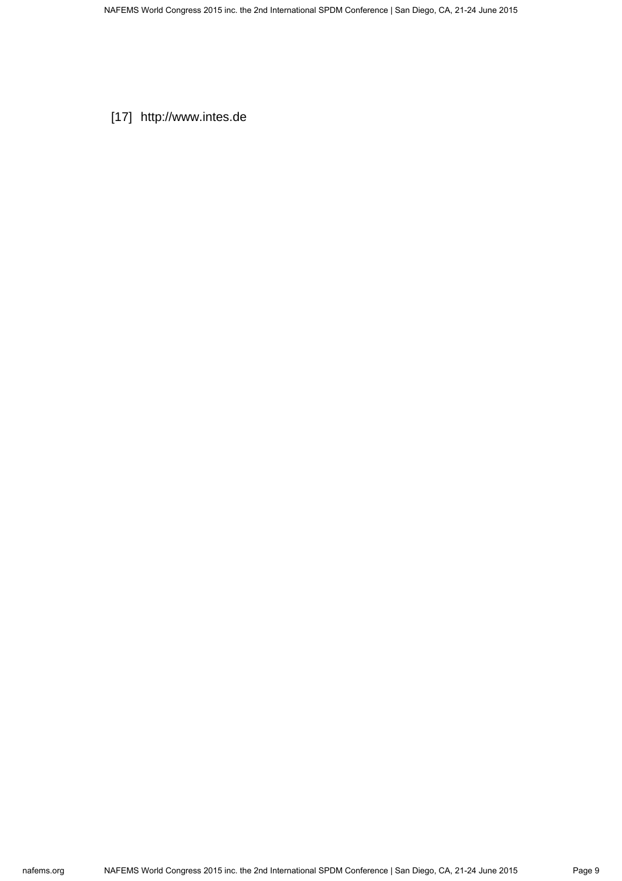[17] http://www.intes.de